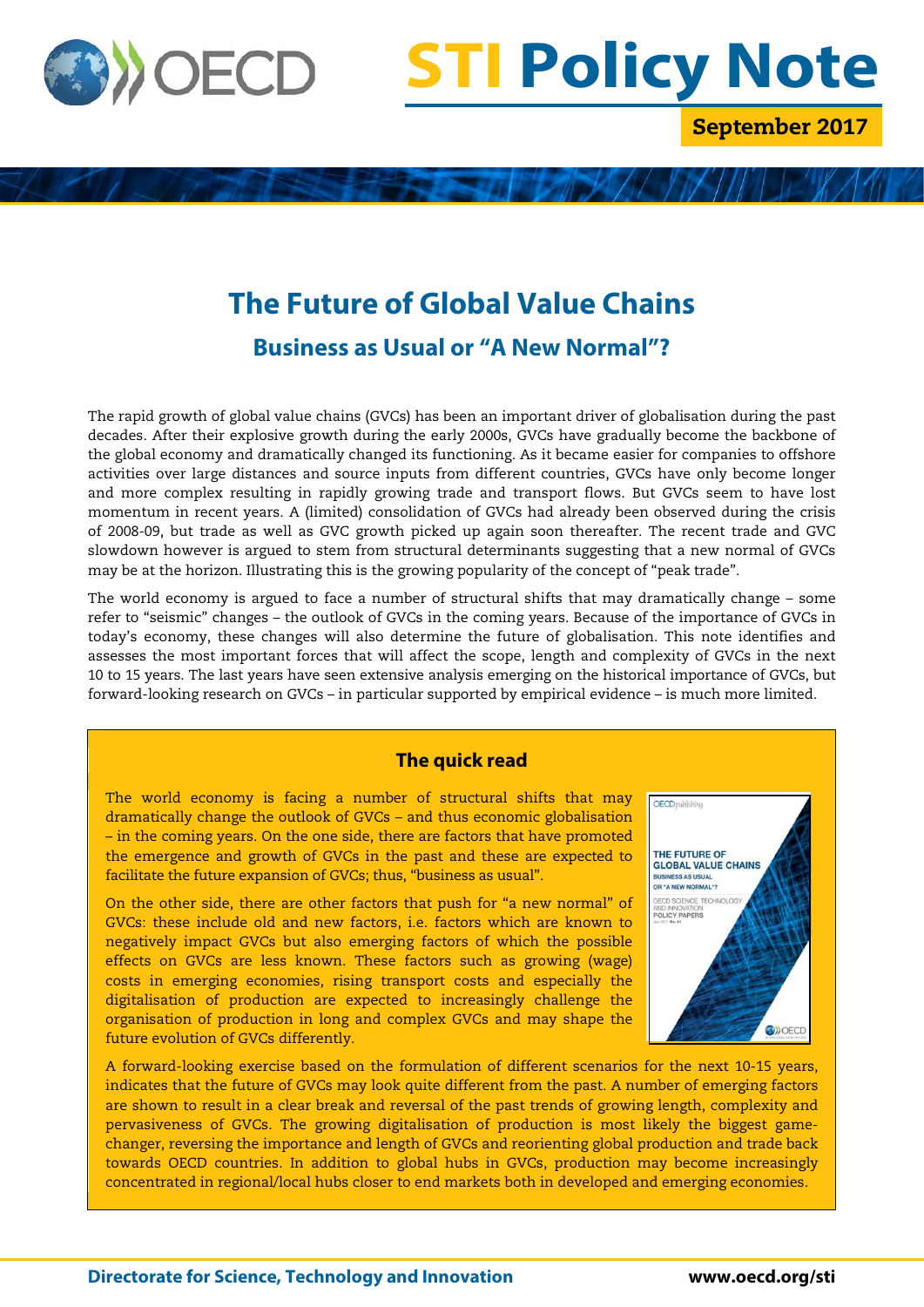# STI Policy Note

**September 2017**

## The Future of Global Value Chains

### Business as Usual or "A New Normal"?

The rapid growth of global value chains (GVCs) has been an important driver of globalisation during the past decades. After their explosive growth during the early 2000s, GVCs have gradually become the backbone of the global economy and dramatically changed its functioning. As it became easier for companies to offshore activities over large distances and source inputs from different countries, GVCs have only become longer and more complex resulting in rapidly growing trade and transport flows. But GVCs seem to have lost momentum in recent years. A (limited) consolidation of GVCs had already been observed during the crisis of 2008-09, but trade as well as GVC growth picked up again soon thereafter. The recent trade and GVC slowdown however is argued to stem from structural determinants suggesting that a new normal of GVCs may be at the horizon. Illustrating this is the growing popularity of the concept of "peak trade".

The world economy is argued to face a number of structural shifts that may dramatically change – some refer to "seismic" changes – the outlook of GVCs in the coming years. Because of the importance of GVCs in today's economy, these changes will also determine the future of globalisation. This note identifies and assesses the most important forces that will affect the scope, length and complexity of GVCs in the next 10 to 15 years. The last years have seen extensive analysis emerging on the historical importance of GVCs, but forward-looking research on GVCs – in particular supported by empirical evidence – is much more limited.

### The quick read

The world economy is facing a number of structural shifts that may dramatically change the outlook of GVCs – and thus economic globalisation – in the coming years. On the one side, there are factors that have promoted the emergence and growth of GVCs in the past and these are expected to facilitate the future expansion of GVCs; thus, "business as usual".

On the other side, there are other factors that push for "a new normal" of GVCs: these include old and new factors, i.e. factors which are known to negatively impact GVCs but also emerging factors of which the possible effects on GVCs are less known. These factors such as growing (wage) costs in emerging economies, rising transport costs and especially the digitalisation of production are expected to increasingly challenge the organisation of production in long and complex GVCs and may shape the future evolution of GVCs differently.

A forward-looking exercise based on the formulation of different scenarios for the next 10-15 years, indicates that the future of GVCs may look quite different from the past. A number of emerging factors are shown to result in a clear break and reversal of the past trends of growing length, complexity and pervasiveness of GVCs. The growing digitalisation of production is most likely the biggest game-changer, reversing the importance and length of GVCs and reorienting global production and trade back towards OECD countries. In addition to global hubs in GVCs, production may become increasingly concentrated in regional/local hubs closer to end markets both in developed and emerging economies.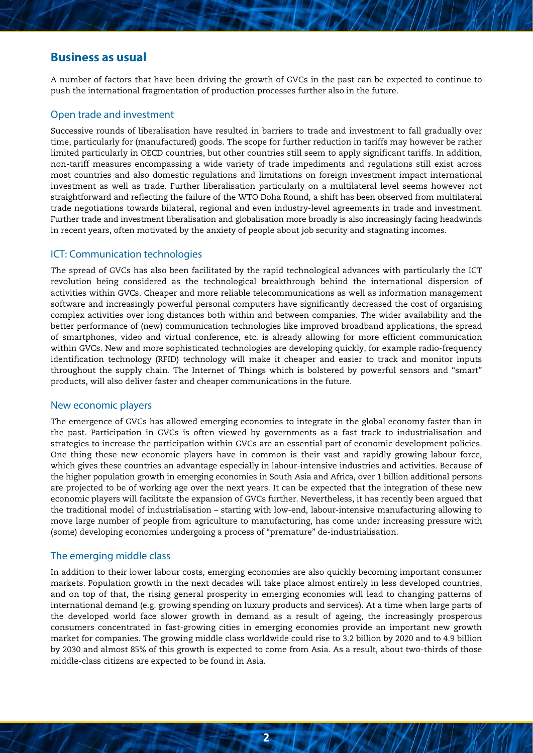## Business as usual

A number of factors that have been driving the growth of GVCs in the past can be expected to continue to push the international fragmentation of production processes further also in the future.

### Open trade and investment

Successive rounds of liberalisation have resulted in barriers to trade and investment to fall gradually over time, particularly for (manufactured) goods. The scope for further reduction in tariffs may however be rather limited particularly in OECD countries, but other countries still seem to apply significant tariffs. In addition, non-tariff measures encompassing a wide variety of trade impediments and regulations still exist across most countries and also domestic regulations and limitations on foreign investment impact international investment as well as trade. Further liberalisation particularly on a multilateral level seems however not straightforward and reflecting the failure of the WTO Doha Round, a shift has been observed from multilateral trade negotiations towards bilateral, regional and even industry-level agreements in trade and investment. Further trade and investment liberalisation and globalisation more broadly is also increasingly facing headwinds in recent years, often motivated by the anxiety of people about job security and stagnating incomes.

### ICT: Communication technologies

The spread of GVCs has also been facilitated by the rapid technological advances with particularly the ICT revolution being considered as the technological breakthrough behind the international dispersion of activities within GVCs. Cheaper and more reliable telecommunications as well as information management software and increasingly powerful personal computers have significantly decreased the cost of organising complex activities over long distances both within and between companies. The wider availability and the better performance of (new) communication technologies like improved broadband applications, the spread of smartphones, video and virtual conference, etc. is already allowing for more efficient communication within GVCs. New and more sophisticated technologies are developing quickly, for example radio-frequency identification technology (RFID) technology will make it cheaper and easier to track and monitor inputs throughout the supply chain. The Internet of Things which is bolstered by powerful sensors and "smart" products, will also deliver faster and cheaper communications in the future.

### New economic players

The emergence of GVCs has allowed emerging economies to integrate in the global economy faster than in the past. Participation in GVCs is often viewed by governments as a fast track to industrialisation and strategies to increase the participation within GVCs are an essential part of economic development policies. One thing these new economic players have in common is their vast and rapidly growing labour force, which gives these countries an advantage especially in labour-intensive industries and activities. Because of the higher population growth in emerging economies in South Asia and Africa, over 1 billion additional persons are projected to be of working age over the next years. It can be expected that the integration of these new economic players will facilitate the expansion of GVCs further. Nevertheless, it has recently been argued that the traditional model of industrialisation – starting with low-end, labour-intensive manufacturing allowing to move large number of people from agriculture to manufacturing, has come under increasing pressure with (some) developing economies undergoing a process of "premature" de-industrialisation.

### The emerging middle class

In addition to their lower labour costs, emerging economies are also quickly becoming important consumer markets. Population growth in the next decades will take place almost entirely in less developed countries, and on top of that, the rising general prosperity in emerging economies will lead to changing patterns of international demand (e.g. growing spending on luxury products and services). At a time when large parts of the developed world face slower growth in demand as a result of ageing, the increasingly prosperous consumers concentrated in fast-growing cities in emerging economies provide an important new growth market for companies. The growing middle class worldwide could rise to 3.2 billion by 2020 and to 4.9 billion by 2030 and almost 85% of this growth is expected to come from Asia. As a result, about two-thirds of those middle-class citizens are expected to be found in Asia.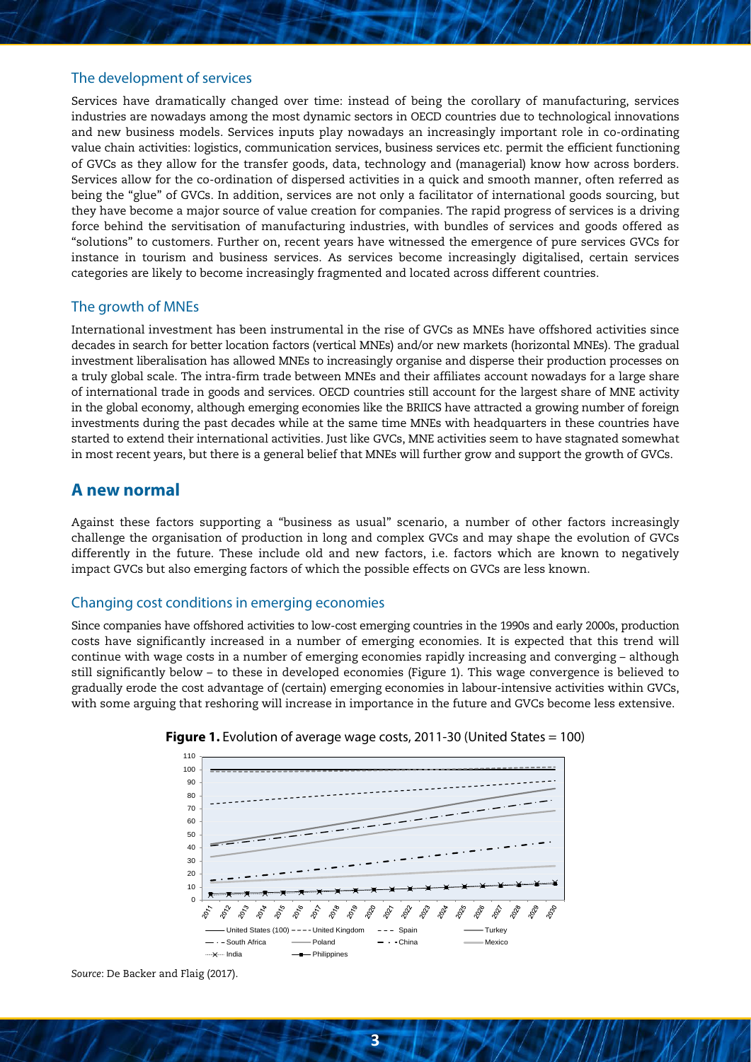## The development of services

Services have dramatically changed over time: instead of being the corollary of manufacturing, services industries are nowadays among the most dynamic sectors in OECD countries due to technological innovations and new business models. Services inputs play nowadays an increasingly important role in co-ordinating value chain activities: logistics, communication services, business services etc. permit the efficient functioning of GVCs as they allow for the transfer goods, data, technology and (managerial) know how across borders. Services allow for the co-ordination of dispersed activities in a quick and smooth manner, often referred as being the "glue" of GVCs. In addition, services are not only a facilitator of international goods sourcing, but they have become a major source of value creation for companies. The rapid progress of services is a driving force behind the servitisation of manufacturing industries, with bundles of services and goods offered as "solutions" to customers. Further on, recent years have witnessed the emergence of pure services GVCs for instance in tourism and business services. As services become increasingly digitalised, certain services categories are likely to become increasingly fragmented and located across different countries.

## The growth of MNEs

International investment has been instrumental in the rise of GVCs as MNEs have offshored activities since decades in search for better location factors (vertical MNEs) and/or new markets (horizontal MNEs). The gradual investment liberalisation has allowed MNEs to increasingly organise and disperse their production processes on a truly global scale. The intra-firm trade between MNEs and their affiliates account nowadays for a large share of international trade in goods and services. OECD countries still account for the largest share of MNE activity in the global economy, although emerging economies like the BRIICS have attracted a growing number of foreign investments during the past decades while at the same time MNEs with headquarters in these countries have started to extend their international activities. Just like GVCs, MNE activities seem to have stagnated somewhat in most recent years, but there is a general belief that MNEs will further grow and support the growth of GVCs.

# A new normal

Against these factors supporting a "business as usual" scenario, a number of other factors increasingly challenge the organisation of production in long and complex GVCs and may shape the evolution of GVCs differently in the future. These include old and new factors, i.e. factors which are known to negatively impact GVCs but also emerging factors of which the possible effects on GVCs are less known.

## Changing cost conditions in emerging economies

Since companies have offshored activities to low-cost emerging countries in the 1990s and early 2000s, production costs have significantly increased in a number of emerging economies. It is expected that this trend will continue with wage costs in a number of emerging economies rapidly increasing and converging – although still significantly below – to these in developed economies (Figure 1). This wage convergence is believed to gradually erode the cost advantage of (certain) emerging economies in labour-intensive activities within GVCs, with some arguing that reshoring will increase in importance in the future and GVCs become less extensive.

**Figure 1.** Evolution of average wage costs, 2011-30 (United States = 100)

*Source*: De Backer and Flaig (2017).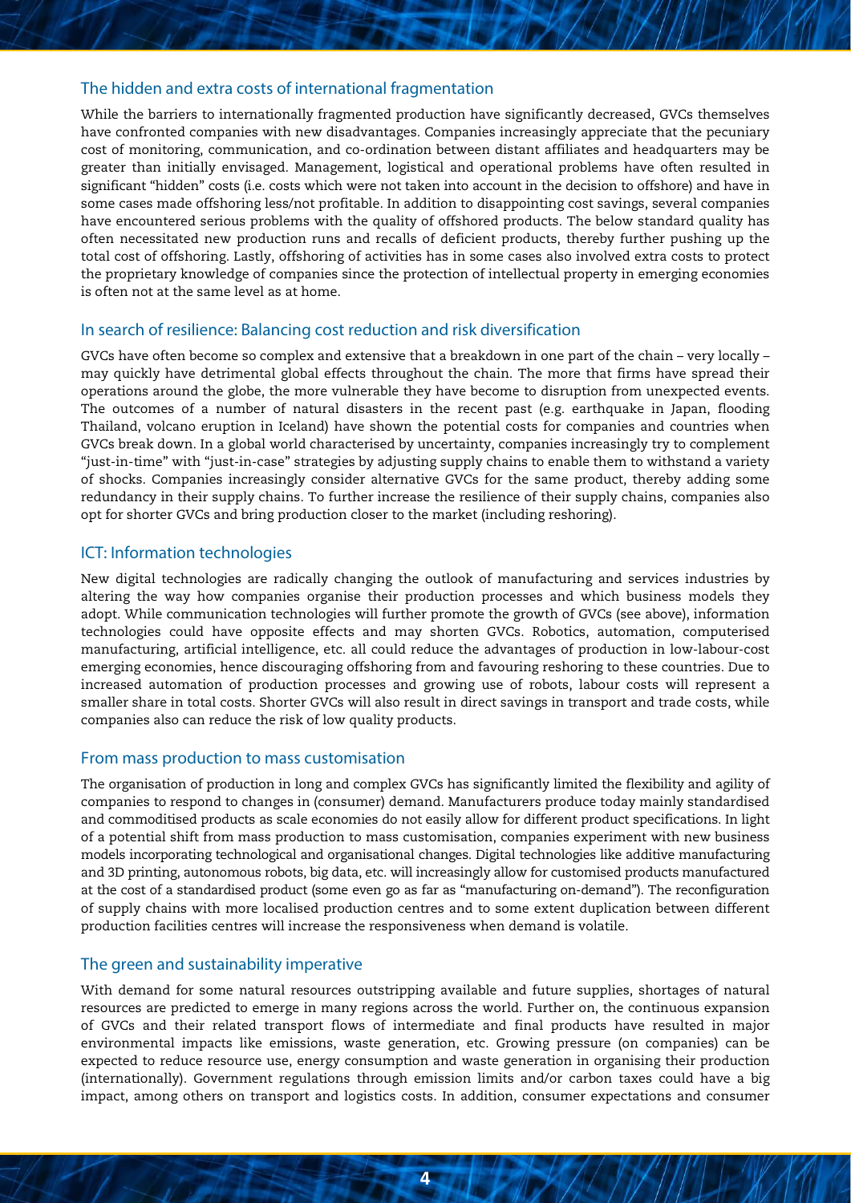## The hidden and extra costs of international fragmentation

While the barriers to internationally fragmented production have significantly decreased, GVCs themselves have confronted companies with new disadvantages. Companies increasingly appreciate that the pecuniary cost of monitoring, communication, and co-ordination between distant affiliates and headquarters may be greater than initially envisaged. Management, logistical and operational problems have often resulted in significant "hidden" costs (i.e. costs which were not taken into account in the decision to offshore) and have in some cases made offshoring less/not profitable. In addition to disappointing cost savings, several companies have encountered serious problems with the quality of offshored products. The below standard quality has often necessitated new production runs and recalls of deficient products, thereby further pushing up the total cost of offshoring. Lastly, offshoring of activities has in some cases also involved extra costs to protect the proprietary knowledge of companies since the protection of intellectual property in emerging economies is often not at the same level as at home.

## In search of resilience: Balancing cost reduction and risk diversification

GVCs have often become so complex and extensive that a breakdown in one part of the chain – very locally – may quickly have detrimental global effects throughout the chain. The more that firms have spread their operations around the globe, the more vulnerable they have become to disruption from unexpected events. The outcomes of a number of natural disasters in the recent past (e.g. earthquake in Japan, flooding Thailand, volcano eruption in Iceland) have shown the potential costs for companies and countries when GVCs break down. In a global world characterised by uncertainty, companies increasingly try to complement "just-in-time" with "just-in-case" strategies by adjusting supply chains to enable them to withstand a variety of shocks. Companies increasingly consider alternative GVCs for the same product, thereby adding some redundancy in their supply chains. To further increase the resilience of their supply chains, companies also opt for shorter GVCs and bring production closer to the market (including reshoring).

## ICT: Information technologies

New digital technologies are radically changing the outlook of manufacturing and services industries by altering the way how companies organise their production processes and which business models they adopt. While communication technologies will further promote the growth of GVCs (see above), information technologies could have opposite effects and may shorten GVCs. Robotics, automation, computerised manufacturing, artificial intelligence, etc. all could reduce the advantages of production in low-labour-cost emerging economies, hence discouraging offshoring from and favouring reshoring to these countries. Due to increased automation of production processes and growing use of robots, labour costs will represent a smaller share in total costs. Shorter GVCs will also result in direct savings in transport and trade costs, while companies also can reduce the risk of low quality products.

## From mass production to mass customisation

The organisation of production in long and complex GVCs has significantly limited the flexibility and agility of companies to respond to changes in (consumer) demand. Manufacturers produce today mainly standardised and commoditised products as scale economies do not easily allow for different product specifications. In light of a potential shift from mass production to mass customisation, companies experiment with new business models incorporating technological and organisational changes. Digital technologies like additive manufacturing and 3D printing, autonomous robots, big data, etc. will increasingly allow for customised products manufactured at the cost of a standardised product (some even go as far as "manufacturing on-demand"). The reconfiguration of supply chains with more localised production centres and to some extent duplication between different production facilities centres will increase the responsiveness when demand is volatile.

## The green and sustainability imperative

With demand for some natural resources outstripping available and future supplies, shortages of natural resources are predicted to emerge in many regions across the world. Further on, the continuous expansion of GVCs and their related transport flows of intermediate and final products have resulted in major environmental impacts like emissions, waste generation, etc. Growing pressure (on companies) can be expected to reduce resource use, energy consumption and waste generation in organising their production (internationally). Government regulations through emission limits and/or carbon taxes could have a big impact, among others on transport and logistics costs. In addition, consumer expectations and consumer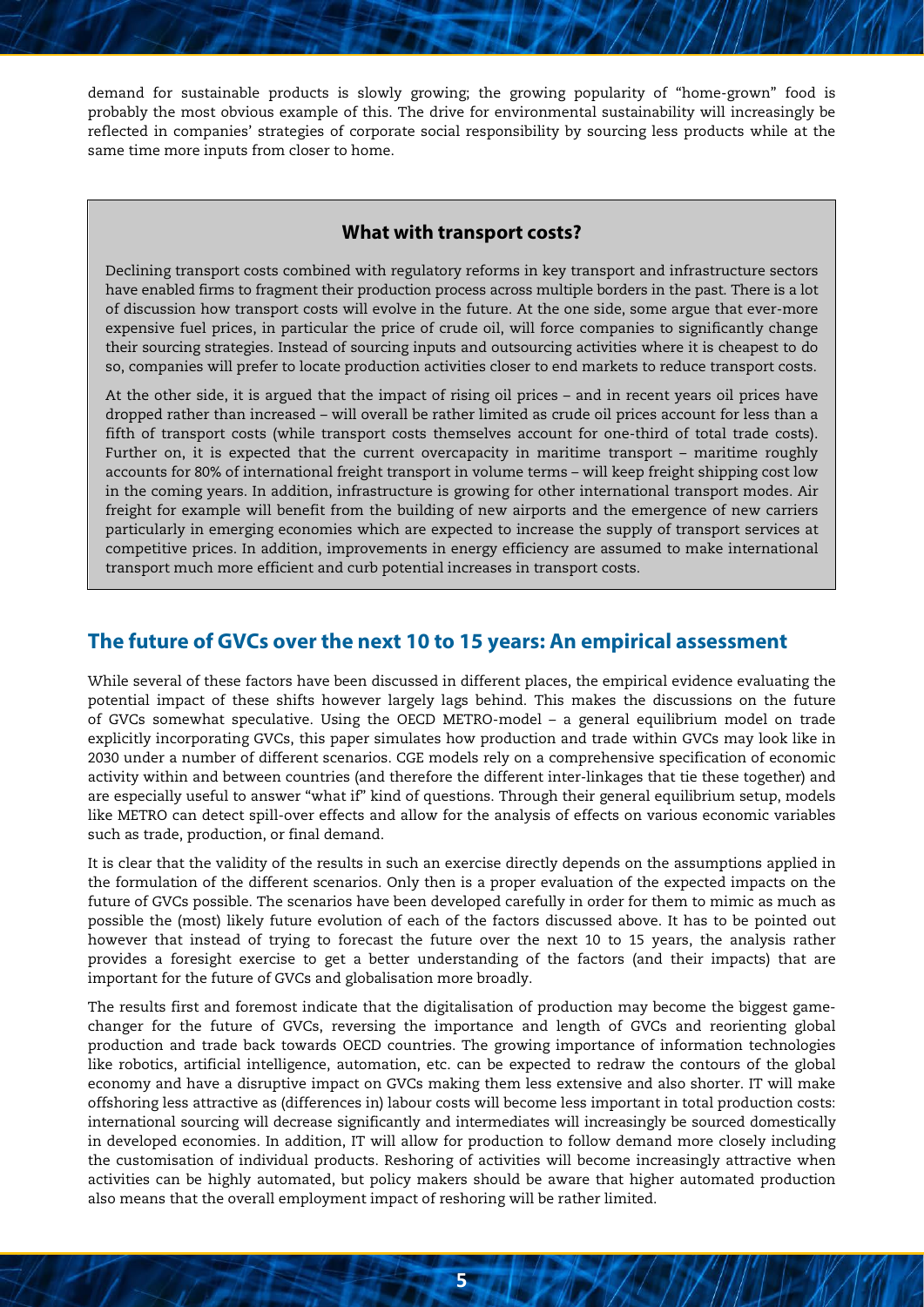demand for sustainable products is slowly growing; the growing popularity of "home-grown" food is probably the most obvious example of this. The drive for environmental sustainability will increasingly be reflected in companies' strategies of corporate social responsibility by sourcing less products while at the same time more inputs from closer to home.

### What with transport costs?

Declining transport costs combined with regulatory reforms in key transport and infrastructure sectors have enabled firms to fragment their production process across multiple borders in the past. There is a lot of discussion how transport costs will evolve in the future. At the one side, some argue that ever-more expensive fuel prices, in particular the price of crude oil, will force companies to significantly change their sourcing strategies. Instead of sourcing inputs and outsourcing activities where it is cheapest to do so, companies will prefer to locate production activities closer to end markets to reduce transport costs.

At the other side, it is argued that the impact of rising oil prices – and in recent years oil prices have dropped rather than increased – will overall be rather limited as crude oil prices account for less than a fifth of transport costs (while transport costs themselves account for one-third of total trade costs). Further on, it is expected that the current overcapacity in maritime transport – maritime roughly accounts for 80% of international freight transport in volume terms – will keep freight shipping cost low in the coming years. In addition, infrastructure is growing for other international transport modes. Air freight for example will benefit from the building of new airports and the emergence of new carriers particularly in emerging economies which are expected to increase the supply of transport services at competitive prices. In addition, improvements in energy efficiency are assumed to make international transport much more efficient and curb potential increases in transport costs.

## The future of GVCs over the next 10 to 15 years: An empirical assessment

While several of these factors have been discussed in different places, the empirical evidence evaluating the potential impact of these shifts however largely lags behind. This makes the discussions on the future of GVCs somewhat speculative. Using the OECD METRO-model – a general equilibrium model on trade explicitly incorporating GVCs, this paper simulates how production and trade within GVCs may look like in 2030 under a number of different scenarios. CGE models rely on a comprehensive specification of economic activity within and between countries (and therefore the different inter-linkages that tie these together) and are especially useful to answer "what if" kind of questions. Through their general equilibrium setup, models like METRO can detect spill-over effects and allow for the analysis of effects on various economic variables such as trade, production, or final demand.

It is clear that the validity of the results in such an exercise directly depends on the assumptions applied in the formulation of the different scenarios. Only then is a proper evaluation of the expected impacts on the future of GVCs possible. The scenarios have been developed carefully in order for them to mimic as much as possible the (most) likely future evolution of each of the factors discussed above. It has to be pointed out however that instead of trying to forecast the future over the next 10 to 15 years, the analysis rather provides a foresight exercise to get a better understanding of the factors (and their impacts) that are important for the future of GVCs and globalisation more broadly.

The results first and foremost indicate that the digitalisation of production may become the biggest game-changer for the future of GVCs, reversing the importance and length of GVCs and reorienting global production and trade back towards OECD countries. The growing importance of information technologies like robotics, artificial intelligence, automation, etc. can be expected to redraw the contours of the global economy and have a disruptive impact on GVCs making them less extensive and also shorter. IT will make offshoring less attractive as (differences in) labour costs will become less important in total production costs: international sourcing will decrease significantly and intermediates will increasingly be sourced domestically in developed economies. In addition, IT will allow for production to follow demand more closely including the customisation of individual products. Reshoring of activities will become increasingly attractive when activities can be highly automated, but policy makers should be aware that higher automated production also means that the overall employment impact of reshoring will be rather limited.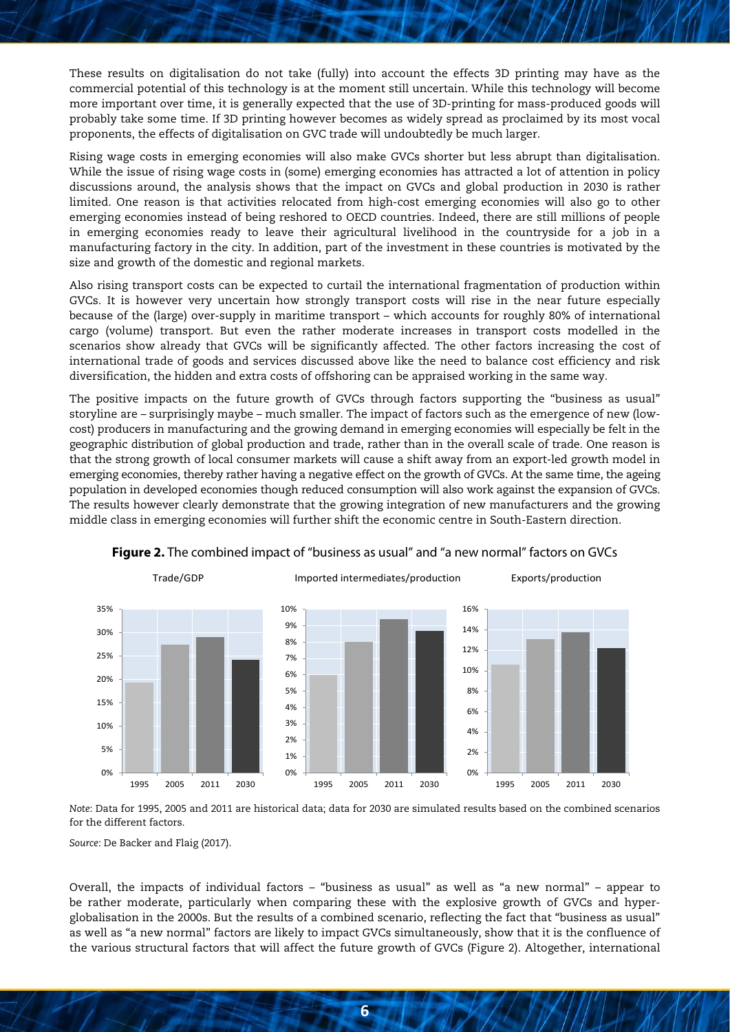These results on digitalisation do not take (fully) into account the effects 3D printing may have as the commercial potential of this technology is at the moment still uncertain. While this technology will become more important over time, it is generally expected that the use of 3D-printing for mass-produced goods will probably take some time. If 3D printing however becomes as widely spread as proclaimed by its most vocal proponents, the effects of digitalisation on GVC trade will undoubtedly be much larger.

Rising wage costs in emerging economies will also make GVCs shorter but less abrupt than digitalisation. While the issue of rising wage costs in (some) emerging economies has attracted a lot of attention in policy discussions around, the analysis shows that the impact on GVCs and global production in 2030 is rather limited. One reason is that activities relocated from high-cost emerging economies will also go to other emerging economies instead of being reshored to OECD countries. Indeed, there are still millions of people in emerging economies ready to leave their agricultural livelihood in the countryside for a job in a manufacturing factory in the city. In addition, part of the investment in these countries is motivated by the size and growth of the domestic and regional markets.

Also rising transport costs can be expected to curtail the international fragmentation of production within GVCs. It is however very uncertain how strongly transport costs will rise in the near future especially because of the (large) over-supply in maritime transport – which accounts for roughly 80% of international cargo (volume) transport. But even the rather moderate increases in transport costs modelled in the scenarios show already that GVCs will be significantly affected. The other factors increasing the cost of international trade of goods and services discussed above like the need to balance cost efficiency and risk diversification, the hidden and extra costs of offshoring can be appraised working in the same way.

The positive impacts on the future growth of GVCs through factors supporting the "business as usual" storyline are – surprisingly maybe – much smaller. The impact of factors such as the emergence of new (low-cost) producers in manufacturing and the growing demand in emerging economies will especially be felt in the geographic distribution of global production and trade, rather than in the overall scale of trade. One reason is that the strong growth of local consumer markets will cause a shift away from an export-led growth model in emerging economies, thereby rather having a negative effect on the growth of GVCs. At the same time, the ageing population in developed economies though reduced consumption will also work against the expansion of GVCs. The results however clearly demonstrate that the growing integration of new manufacturers and the growing middle class in emerging economies will further shift the economic centre in South-Eastern direction.

**Figure 2.** The combined impact of "business as usual" and "a new normal" factors on GVCs

| | 1995 | 2005 | 2011 | 2030 |
|---|---|---|---|---|
| Trade/GDP | ~19% | ~27% | ~29% | ~24% |
| Imported intermediates/production | ~6% | ~8% | ~9.4% | ~8.7% |
| Exports/production | ~10.6% | ~13.1% | ~13.7% | ~12.2% |

*Note*: Data for 1995, 2005 and 2011 are historical data; data for 2030 are simulated results based on the combined scenarios for the different factors.

*Source*: De Backer and Flaig (2017).

Overall, the impacts of individual factors – "business as usual" as well as "a new normal" – appear to be rather moderate, particularly when comparing these with the explosive growth of GVCs and hyper-globalisation in the 2000s. But the results of a combined scenario, reflecting the fact that "business as usual" as well as "a new normal" factors are likely to impact GVCs simultaneously, show that it is the confluence of the various structural factors that will affect the future growth of GVCs (Figure 2). Altogether, international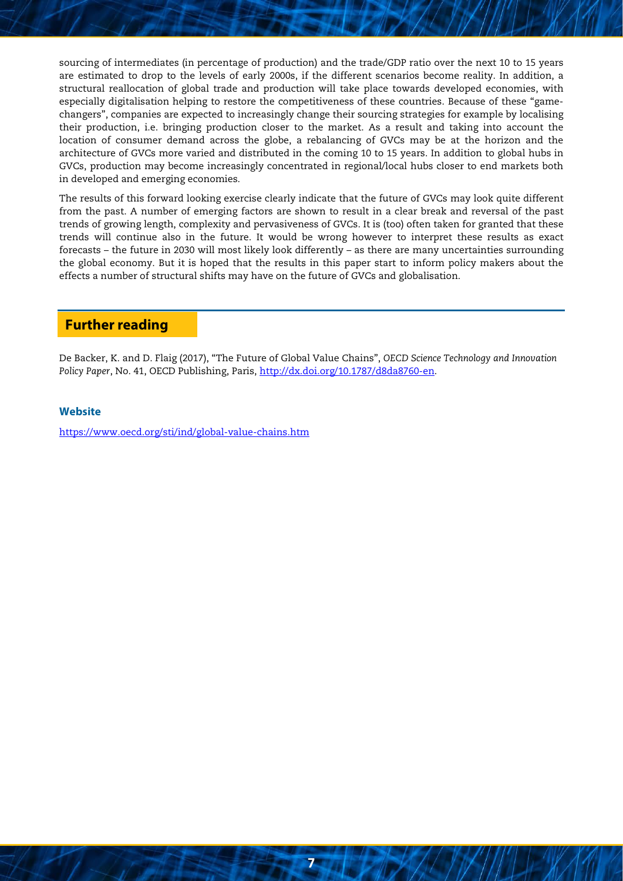sourcing of intermediates (in percentage of production) and the trade/GDP ratio over the next 10 to 15 years are estimated to drop to the levels of early 2000s, if the different scenarios become reality. In addition, a structural reallocation of global trade and production will take place towards developed economies, with especially digitalisation helping to restore the competitiveness of these countries. Because of these "game-changers", companies are expected to increasingly change their sourcing strategies for example by localising their production, i.e. bringing production closer to the market. As a result and taking into account the location of consumer demand across the globe, a rebalancing of GVCs may be at the horizon and the architecture of GVCs more varied and distributed in the coming 10 to 15 years. In addition to global hubs in GVCs, production may become increasingly concentrated in regional/local hubs closer to end markets both in developed and emerging economies.

The results of this forward looking exercise clearly indicate that the future of GVCs may look quite different from the past. A number of emerging factors are shown to result in a clear break and reversal of the past trends of growing length, complexity and pervasiveness of GVCs. It is (too) often taken for granted that these trends will continue also in the future. It would be wrong however to interpret these results as exact forecasts – the future in 2030 will most likely look differently – as there are many uncertainties surrounding the global economy. But it is hoped that the results in this paper start to inform policy makers about the effects a number of structural shifts may have on the future of GVCs and globalisation.

## Further reading

De Backer, K. and D. Flaig (2017), "The Future of Global Value Chains", *OECD Science Technology and Innovation Policy Paper*, No. 41, OECD Publishing, Paris, http://dx.doi.org/10.1787/d8da8760-en.

### Website

https://www.oecd.org/sti/ind/global-value-chains.htm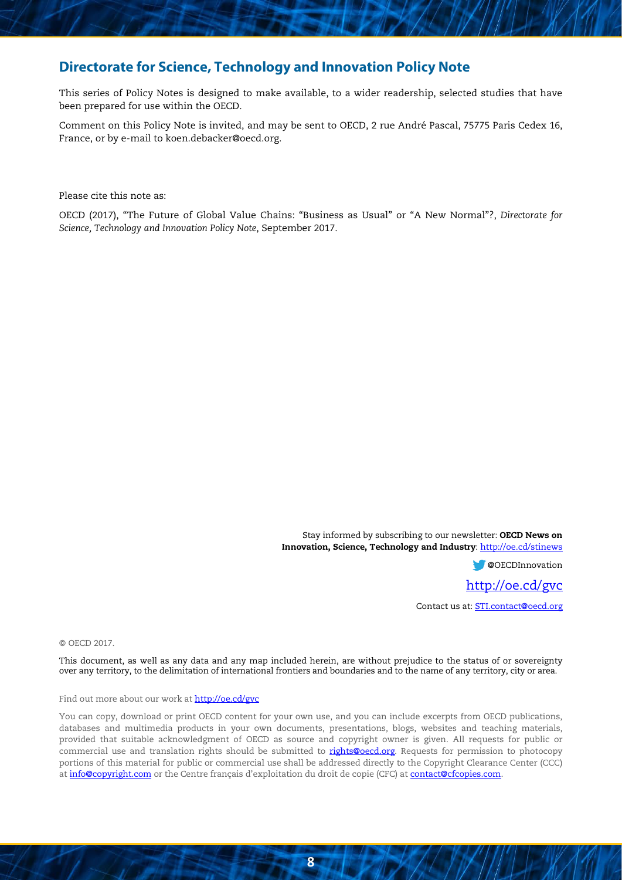## Directorate for Science, Technology and Innovation Policy Note

This series of Policy Notes is designed to make available, to a wider readership, selected studies that have been prepared for use within the OECD.

Comment on this Policy Note is invited, and may be sent to OECD, 2 rue André Pascal, 75775 Paris Cedex 16, France, or by e-mail to koen.debacker@oecd.org.

Please cite this note as:

OECD (2017), "The Future of Global Value Chains: "Business as Usual" or "A New Normal"?, *Directorate for Science, Technology and Innovation Policy Note*, September 2017.

Stay informed by subscribing to our newsletter: **OECD News on Innovation, Science, Technology and Industry**: http://oe.cd/stinews

@OECDInnovation

http://oe.cd/gvc

Contact us at: STI.contact@oecd.org

© OECD 2017.

This document, as well as any data and any map included herein, are without prejudice to the status of or sovereignty over any territory, to the delimitation of international frontiers and boundaries and to the name of any territory, city or area.

Find out more about our work at http://oe.cd/gvc

You can copy, download or print OECD content for your own use, and you can include excerpts from OECD publications, databases and multimedia products in your own documents, presentations, blogs, websites and teaching materials, provided that suitable acknowledgment of OECD as source and copyright owner is given. All requests for public or commercial use and translation rights should be submitted to rights@oecd.org. Requests for permission to photocopy portions of this material for public or commercial use shall be addressed directly to the Copyright Clearance Center (CCC) at info@copyright.com or the Centre français d'exploitation du droit de copie (CFC) at contact@cfcopies.com.